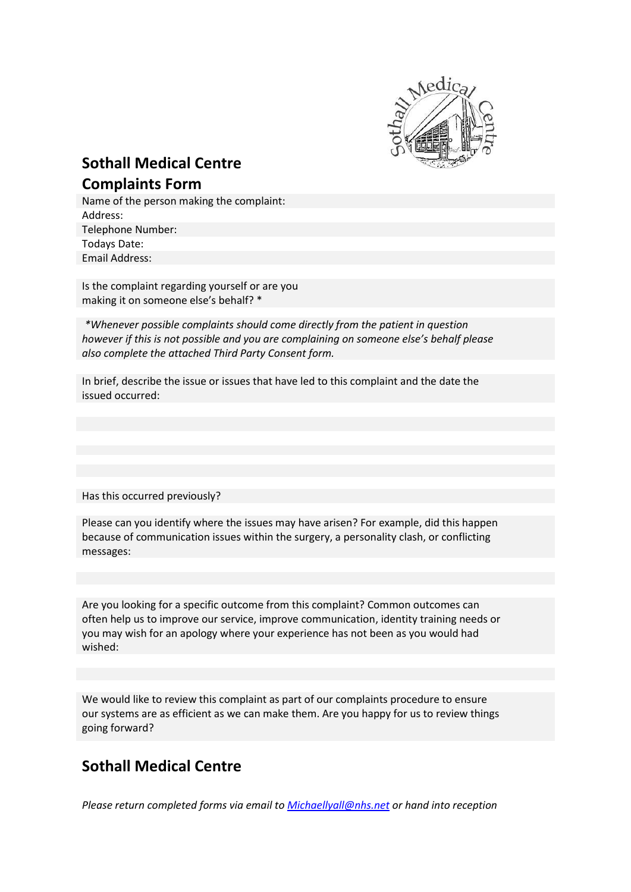# Sothall Medical Centre
## Complaints Form

Name of the person making the complaint:

Address:

Telephone Number:

Todays Date:

Email Address:

Is the complaint regarding yourself or are you making it on someone else's behalf? *

*\*Whenever possible complaints should come directly from the patient in question however if this is not possible and you are complaining on someone else's behalf please also complete the attached Third Party Consent form.*

In brief, describe the issue or issues that have led to this complaint and the date the issued occurred:

Has this occurred previously?

Please can you identify where the issues may have arisen? For example, did this happen because of communication issues within the surgery, a personality clash, or conflicting messages:

Are you looking for a specific outcome from this complaint? Common outcomes can often help us to improve our service, improve communication, identity training needs or you may wish for an apology where your experience has not been as you would had wished:

We would like to review this complaint as part of our complaints procedure to ensure our systems are as efficient as we can make them. Are you happy for us to review things going forward?

## Sothall Medical Centre

*Please return completed forms via email to [Michaellyall@nhs.net](mailto:Michaellyall@nhs.net) or hand into reception*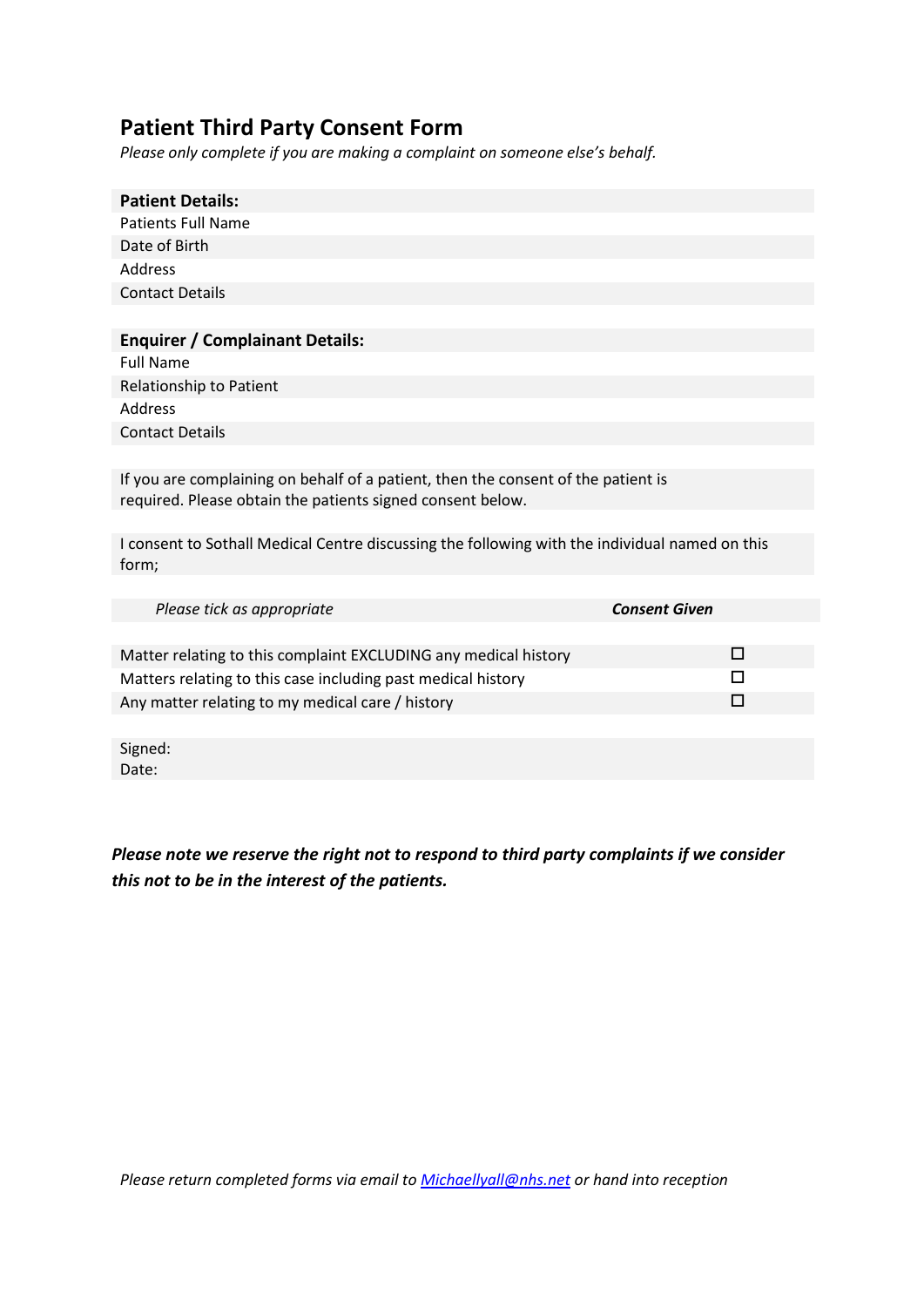# Patient Third Party Consent Form

*Please only complete if you are making a complaint on someone else's behalf.*

| **Patient Details:** | |
|---|---|
| Patients Full Name | |
| Date of Birth | |
| Address | |
| Contact Details | |

| **Enquirer / Complainant Details:** | |
|---|---|
| Full Name | |
| Relationship to Patient | |
| Address | |
| Contact Details | |

If you are complaining on behalf of a patient, then the consent of the patient is required. Please obtain the patients signed consent below.

I consent to Sothall Medical Centre discussing the following with the individual named on this form;

| *Please tick as appropriate* | ***Consent Given*** |
|---|---|
| Matter relating to this complaint EXCLUDING any medical history | ☐ |
| Matters relating to this case including past medical history | ☐ |
| Any matter relating to my medical care / history | ☐ |

Signed:
Date:

***Please note we reserve the right not to respond to third party complaints if we consider this not to be in the interest of the patients.***

*Please return completed forms via email to [Michaellyall@nhs.net](mailto:Michaellyall@nhs.net) or hand into reception*